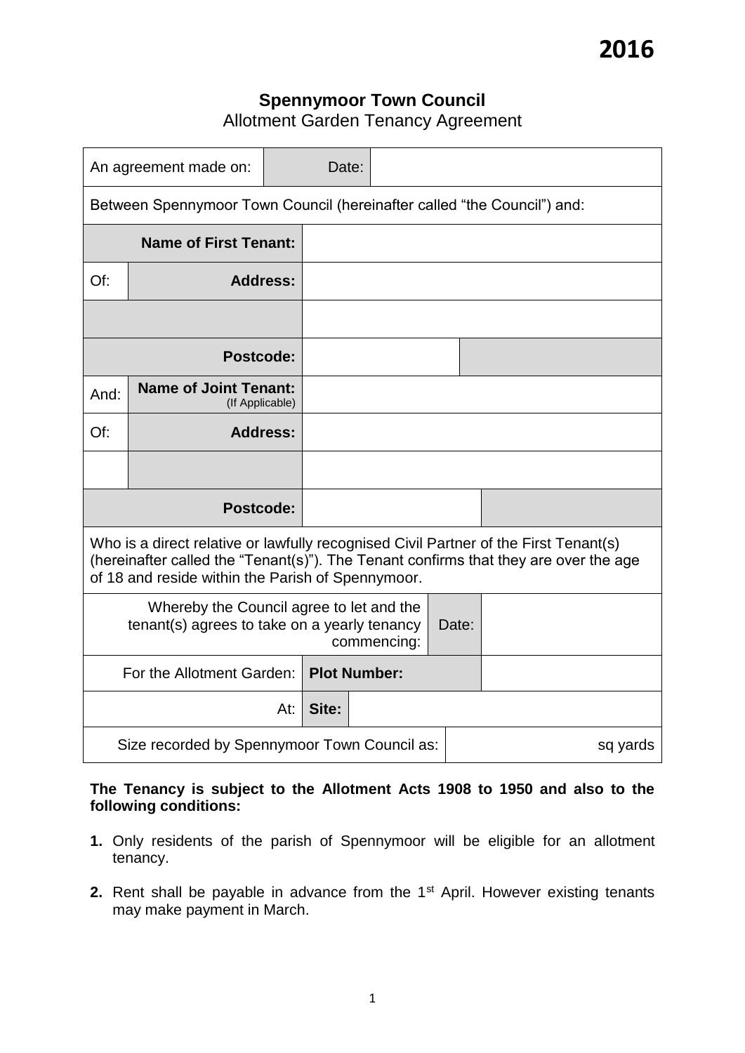2016

# Spennymoor Town Council

Allotment Garden Tenancy Agreement

| | | | |
|---|---|---|---|
| An agreement made on: | Date: | | |
| Between Spennymoor Town Council (hereinafter called "the Council") and: | | | |
| **Name of First Tenant:** | | | |
| Of: | **Address:** | | |
| | | | |
| **Postcode:** | | | |
| And: | **Name of Joint Tenant:** (If Applicable) | | |
| Of: | **Address:** | | |
| | | | |
| **Postcode:** | | | |
| Who is a direct relative or lawfully recognised Civil Partner of the First Tenant(s) (hereinafter called the "Tenant(s)"). The Tenant confirms that they are over the age of 18 and reside within the Parish of Spennymoor. | | | |
| Whereby the Council agree to let and the tenant(s) agrees to take on a yearly tenancy commencing: | Date: | | |
| For the Allotment Garden: | **Plot Number:** | | |
| At: | **Site:** | | |
| Size recorded by Spennymoor Town Council as: | | sq yards | |

**The Tenancy is subject to the Allotment Acts 1908 to 1950 and also to the following conditions:**

1. Only residents of the parish of Spennymoor will be eligible for an allotment tenancy.
2. Rent shall be payable in advance from the 1st April. However existing tenants may make payment in March.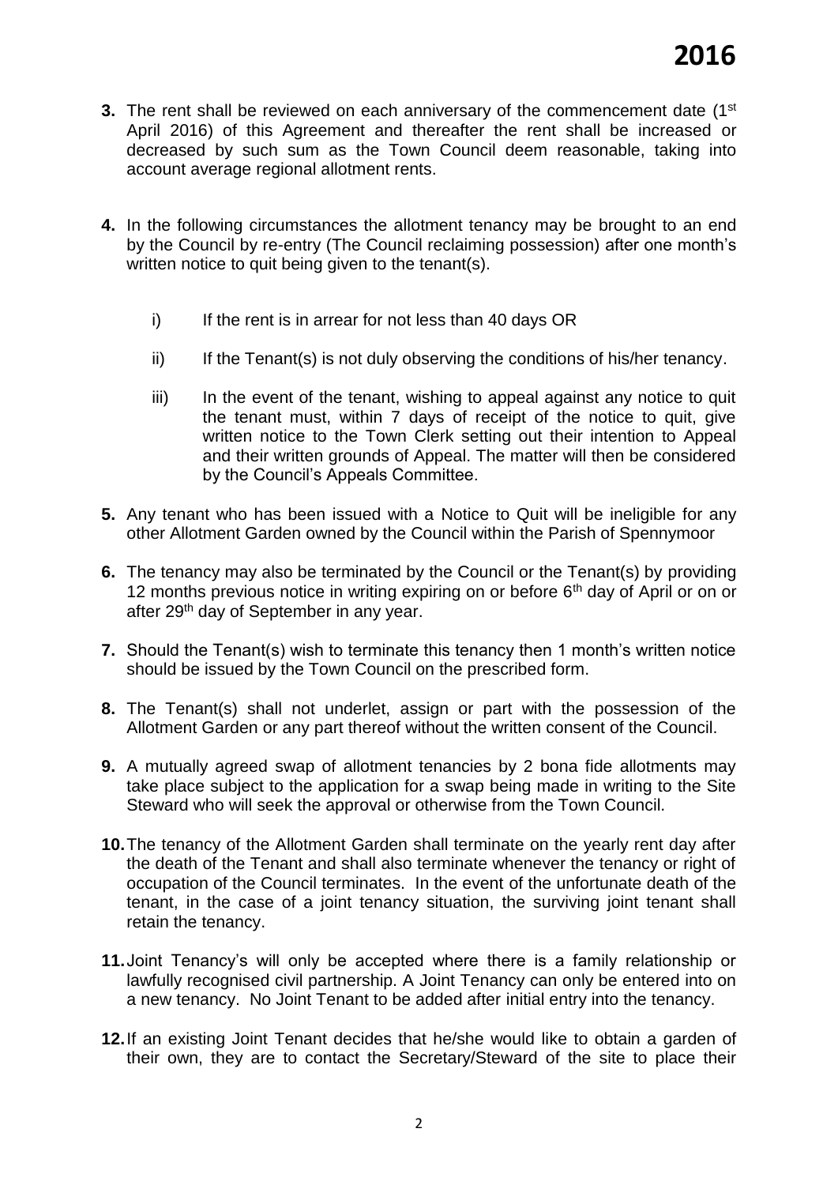**2016**

**3.** The rent shall be reviewed on each anniversary of the commencement date (1st April 2016) of this Agreement and thereafter the rent shall be increased or decreased by such sum as the Town Council deem reasonable, taking into account average regional allotment rents.

**4.** In the following circumstances the allotment tenancy may be brought to an end by the Council by re-entry (The Council reclaiming possession) after one month's written notice to quit being given to the tenant(s).

i) If the rent is in arrear for not less than 40 days OR

ii) If the Tenant(s) is not duly observing the conditions of his/her tenancy.

iii) In the event of the tenant, wishing to appeal against any notice to quit the tenant must, within 7 days of receipt of the notice to quit, give written notice to the Town Clerk setting out their intention to Appeal and their written grounds of Appeal. The matter will then be considered by the Council's Appeals Committee.

**5.** Any tenant who has been issued with a Notice to Quit will be ineligible for any other Allotment Garden owned by the Council within the Parish of Spennymoor

**6.** The tenancy may also be terminated by the Council or the Tenant(s) by providing 12 months previous notice in writing expiring on or before 6th day of April or on or after 29th day of September in any year.

**7.** Should the Tenant(s) wish to terminate this tenancy then 1 month's written notice should be issued by the Town Council on the prescribed form.

**8.** The Tenant(s) shall not underlet, assign or part with the possession of the Allotment Garden or any part thereof without the written consent of the Council.

**9.** A mutually agreed swap of allotment tenancies by 2 bona fide allotments may take place subject to the application for a swap being made in writing to the Site Steward who will seek the approval or otherwise from the Town Council.

**10.** The tenancy of the Allotment Garden shall terminate on the yearly rent day after the death of the Tenant and shall also terminate whenever the tenancy or right of occupation of the Council terminates. In the event of the unfortunate death of the tenant, in the case of a joint tenancy situation, the surviving joint tenant shall retain the tenancy.

**11.** Joint Tenancy's will only be accepted where there is a family relationship or lawfully recognised civil partnership. A Joint Tenancy can only be entered into on a new tenancy. No Joint Tenant to be added after initial entry into the tenancy.

**12.** If an existing Joint Tenant decides that he/she would like to obtain a garden of their own, they are to contact the Secretary/Steward of the site to place their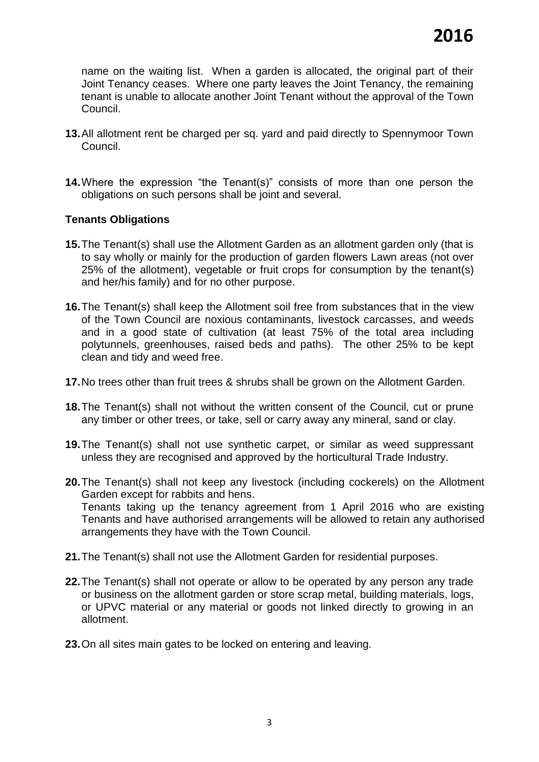name on the waiting list. When a garden is allocated, the original part of their Joint Tenancy ceases. Where one party leaves the Joint Tenancy, the remaining tenant is unable to allocate another Joint Tenant without the approval of the Town Council.

**13.** All allotment rent be charged per sq. yard and paid directly to Spennymoor Town Council.

**14.** Where the expression "the Tenant(s)" consists of more than one person the obligations on such persons shall be joint and several.

**Tenants Obligations**

**15.** The Tenant(s) shall use the Allotment Garden as an allotment garden only (that is to say wholly or mainly for the production of garden flowers Lawn areas (not over 25% of the allotment), vegetable or fruit crops for consumption by the tenant(s) and her/his family) and for no other purpose.

**16.** The Tenant(s) shall keep the Allotment soil free from substances that in the view of the Town Council are noxious contaminants, livestock carcasses, and weeds and in a good state of cultivation (at least 75% of the total area including polytunnels, greenhouses, raised beds and paths). The other 25% to be kept clean and tidy and weed free.

**17.** No trees other than fruit trees & shrubs shall be grown on the Allotment Garden.

**18.** The Tenant(s) shall not without the written consent of the Council, cut or prune any timber or other trees, or take, sell or carry away any mineral, sand or clay.

**19.** The Tenant(s) shall not use synthetic carpet, or similar as weed suppressant unless they are recognised and approved by the horticultural Trade Industry.

**20.** The Tenant(s) shall not keep any livestock (including cockerels) on the Allotment Garden except for rabbits and hens.
Tenants taking up the tenancy agreement from 1 April 2016 who are existing Tenants and have authorised arrangements will be allowed to retain any authorised arrangements they have with the Town Council.

**21.** The Tenant(s) shall not use the Allotment Garden for residential purposes.

**22.** The Tenant(s) shall not operate or allow to be operated by any person any trade or business on the allotment garden or store scrap metal, building materials, logs, or UPVC material or any material or goods not linked directly to growing in an allotment.

**23.** On all sites main gates to be locked on entering and leaving.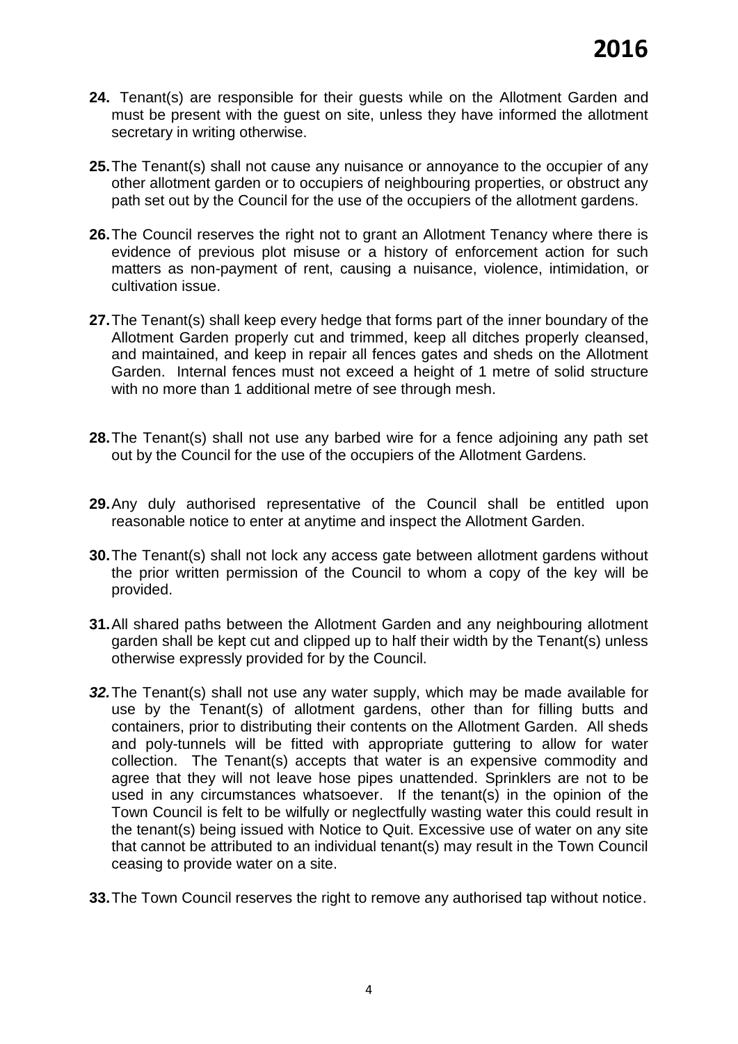**24.** Tenant(s) are responsible for their guests while on the Allotment Garden and must be present with the guest on site, unless they have informed the allotment secretary in writing otherwise.

**25.** The Tenant(s) shall not cause any nuisance or annoyance to the occupier of any other allotment garden or to occupiers of neighbouring properties, or obstruct any path set out by the Council for the use of the occupiers of the allotment gardens.

**26.** The Council reserves the right not to grant an Allotment Tenancy where there is evidence of previous plot misuse or a history of enforcement action for such matters as non-payment of rent, causing a nuisance, violence, intimidation, or cultivation issue.

**27.** The Tenant(s) shall keep every hedge that forms part of the inner boundary of the Allotment Garden properly cut and trimmed, keep all ditches properly cleansed, and maintained, and keep in repair all fences gates and sheds on the Allotment Garden. Internal fences must not exceed a height of 1 metre of solid structure with no more than 1 additional metre of see through mesh.

**28.** The Tenant(s) shall not use any barbed wire for a fence adjoining any path set out by the Council for the use of the occupiers of the Allotment Gardens.

**29.** Any duly authorised representative of the Council shall be entitled upon reasonable notice to enter at anytime and inspect the Allotment Garden.

**30.** The Tenant(s) shall not lock any access gate between allotment gardens without the prior written permission of the Council to whom a copy of the key will be provided.

**31.** All shared paths between the Allotment Garden and any neighbouring allotment garden shall be kept cut and clipped up to half their width by the Tenant(s) unless otherwise expressly provided for by the Council.

***32.*** The Tenant(s) shall not use any water supply, which may be made available for use by the Tenant(s) of allotment gardens, other than for filling butts and containers, prior to distributing their contents on the Allotment Garden. All sheds and poly-tunnels will be fitted with appropriate guttering to allow for water collection. The Tenant(s) accepts that water is an expensive commodity and agree that they will not leave hose pipes unattended. Sprinklers are not to be used in any circumstances whatsoever. If the tenant(s) in the opinion of the Town Council is felt to be wilfully or neglectfully wasting water this could result in the tenant(s) being issued with Notice to Quit. Excessive use of water on any site that cannot be attributed to an individual tenant(s) may result in the Town Council ceasing to provide water on a site.

**33.** The Town Council reserves the right to remove any authorised tap without notice.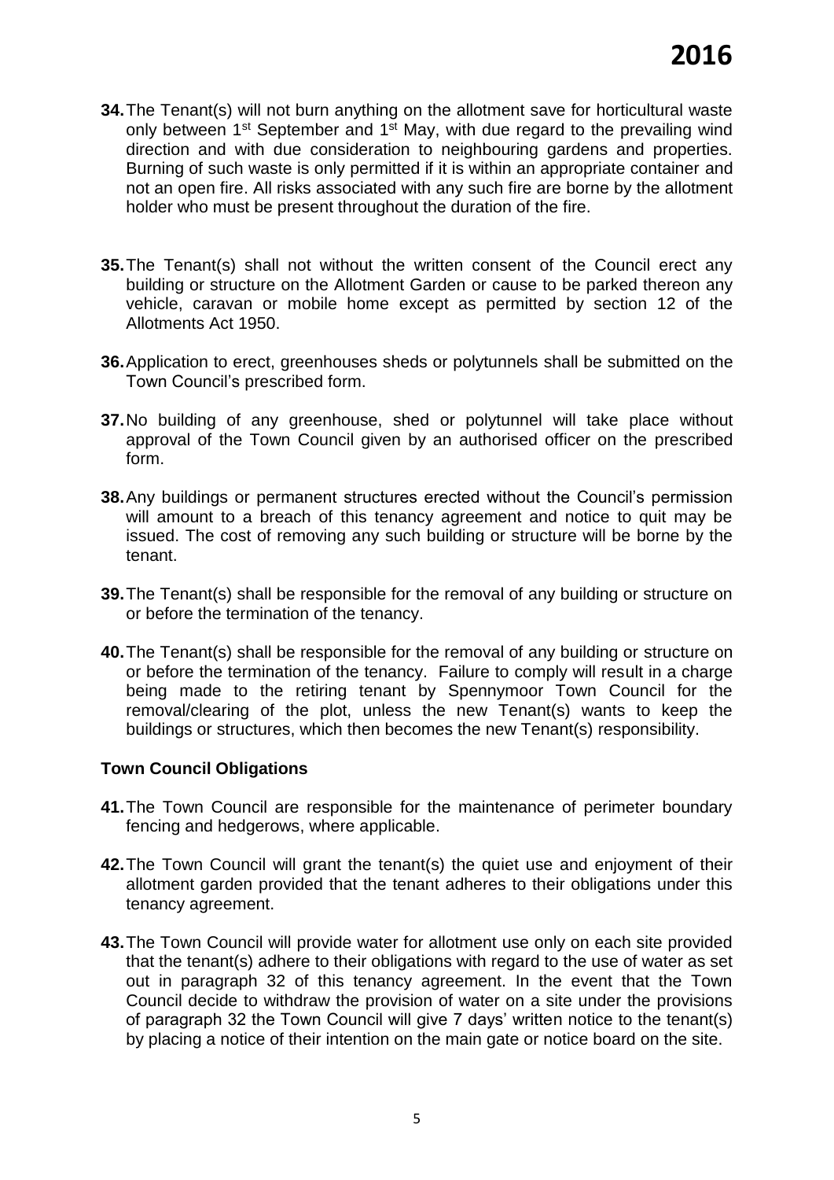**34.** The Tenant(s) will not burn anything on the allotment save for horticultural waste only between 1st September and 1st May, with due regard to the prevailing wind direction and with due consideration to neighbouring gardens and properties. Burning of such waste is only permitted if it is within an appropriate container and not an open fire. All risks associated with any such fire are borne by the allotment holder who must be present throughout the duration of the fire.

**35.** The Tenant(s) shall not without the written consent of the Council erect any building or structure on the Allotment Garden or cause to be parked thereon any vehicle, caravan or mobile home except as permitted by section 12 of the Allotments Act 1950.

**36.** Application to erect, greenhouses sheds or polytunnels shall be submitted on the Town Council's prescribed form.

**37.** No building of any greenhouse, shed or polytunnel will take place without approval of the Town Council given by an authorised officer on the prescribed form.

**38.** Any buildings or permanent structures erected without the Council's permission will amount to a breach of this tenancy agreement and notice to quit may be issued. The cost of removing any such building or structure will be borne by the tenant.

**39.** The Tenant(s) shall be responsible for the removal of any building or structure on or before the termination of the tenancy.

**40.** The Tenant(s) shall be responsible for the removal of any building or structure on or before the termination of the tenancy. Failure to comply will result in a charge being made to the retiring tenant by Spennymoor Town Council for the removal/clearing of the plot, unless the new Tenant(s) wants to keep the buildings or structures, which then becomes the new Tenant(s) responsibility.

**Town Council Obligations**

**41.** The Town Council are responsible for the maintenance of perimeter boundary fencing and hedgerows, where applicable.

**42.** The Town Council will grant the tenant(s) the quiet use and enjoyment of their allotment garden provided that the tenant adheres to their obligations under this tenancy agreement.

**43.** The Town Council will provide water for allotment use only on each site provided that the tenant(s) adhere to their obligations with regard to the use of water as set out in paragraph 32 of this tenancy agreement. In the event that the Town Council decide to withdraw the provision of water on a site under the provisions of paragraph 32 the Town Council will give 7 days' written notice to the tenant(s) by placing a notice of their intention on the main gate or notice board on the site.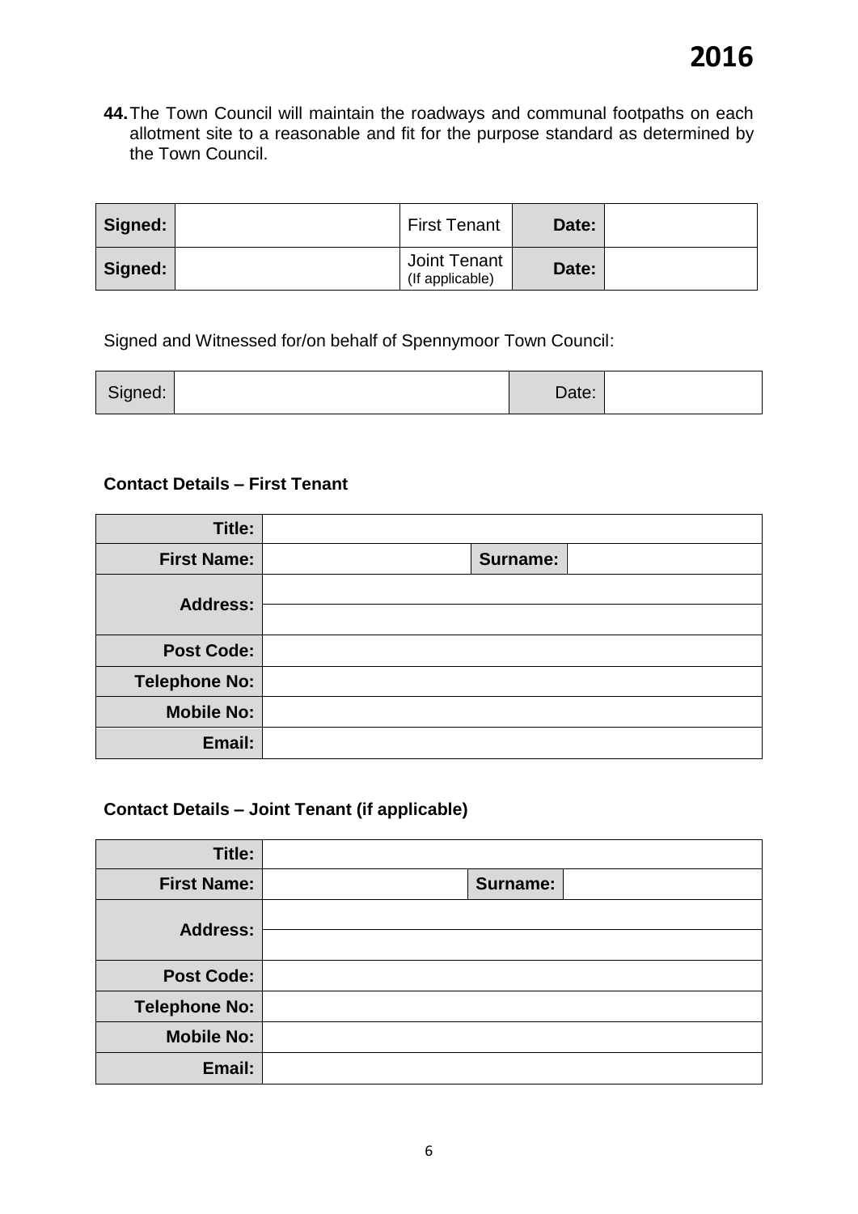**44.** The Town Council will maintain the roadways and communal footpaths on each allotment site to a reasonable and fit for the purpose standard as determined by the Town Council.

| | | | | |
|---|---|---|---|---|
| **Signed:** | | First Tenant | **Date:** | |
| **Signed:** | | Joint Tenant (If applicable) | **Date:** | |

Signed and Witnessed for/on behalf of Spennymoor Town Council:

| | | | |
|---|---|---|---|
| Signed: | | Date: | |

**Contact Details – First Tenant**

| | | | |
|---|---|---|---|
| **Title:** | | | |
| **First Name:** | | **Surname:** | |
| **Address:** | | | |
| | | | |
| **Post Code:** | | | |
| **Telephone No:** | | | |
| **Mobile No:** | | | |
| **Email:** | | | |

**Contact Details – Joint Tenant (if applicable)**

| | | | |
|---|---|---|---|
| **Title:** | | | |
| **First Name:** | | **Surname:** | |
| **Address:** | | | |
| | | | |
| **Post Code:** | | | |
| **Telephone No:** | | | |
| **Mobile No:** | | | |
| **Email:** | | | |